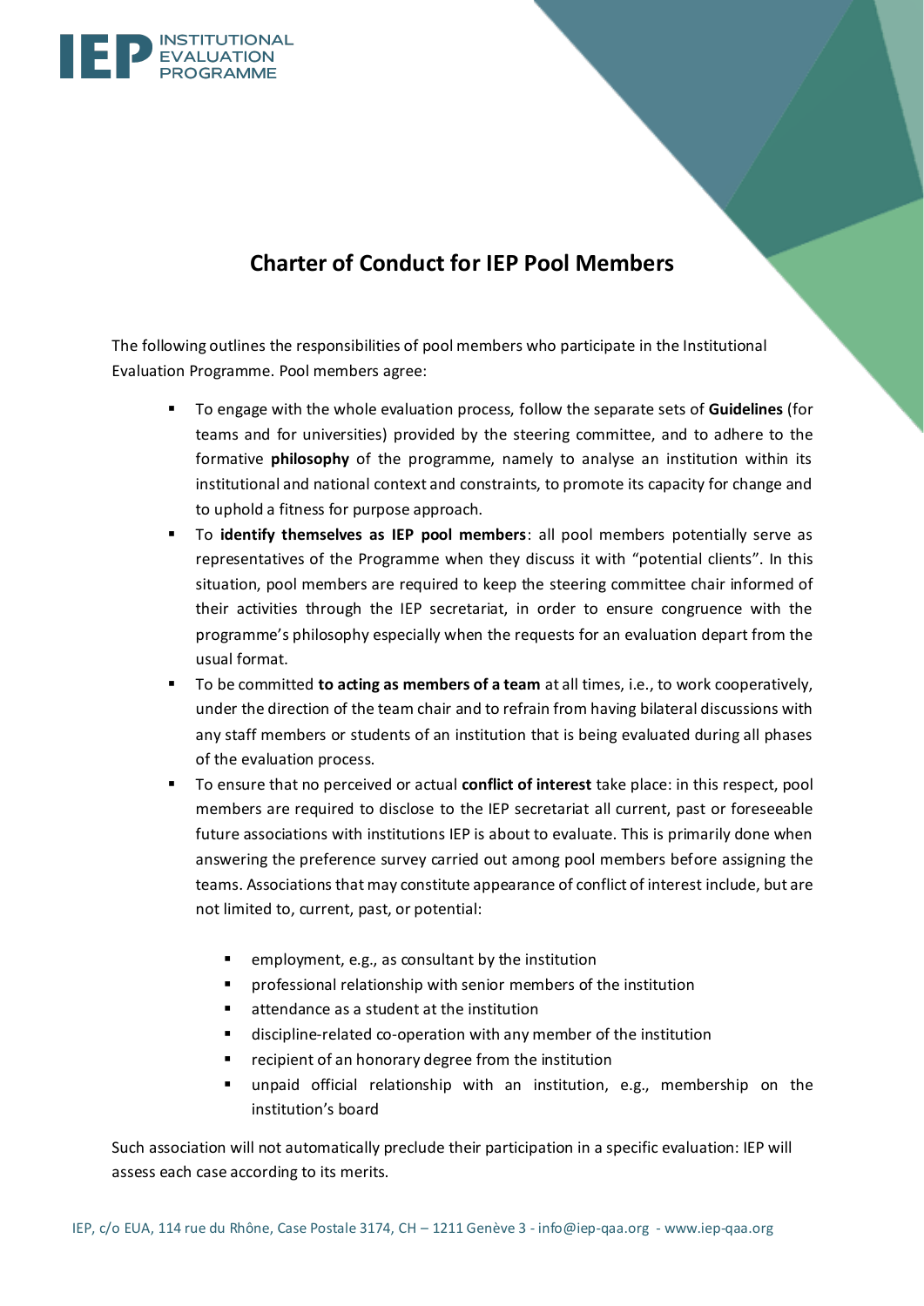# Charter of Conduct for IEP Pool Members

The following outlines the responsibilities of pool members who participate in the Institutional Evaluation Programme. Pool members agree:

- To engage with the whole evaluation process, follow the separate sets of **Guidelines** (for teams and for universities) provided by the steering committee, and to adhere to the formative **philosophy** of the programme, namely to analyse an institution within its institutional and national context and constraints, to promote its capacity for change and to uphold a fitness for purpose approach.
- To **identify themselves as IEP pool members**: all pool members potentially serve as representatives of the Programme when they discuss it with "potential clients". In this situation, pool members are required to keep the steering committee chair informed of their activities through the IEP secretariat, in order to ensure congruence with the programme's philosophy especially when the requests for an evaluation depart from the usual format.
- To be committed **to acting as members of a team** at all times, i.e., to work cooperatively, under the direction of the team chair and to refrain from having bilateral discussions with any staff members or students of an institution that is being evaluated during all phases of the evaluation process.
- To ensure that no perceived or actual **conflict of interest** take place: in this respect, pool members are required to disclose to the IEP secretariat all current, past or foreseeable future associations with institutions IEP is about to evaluate. This is primarily done when answering the preference survey carried out among pool members before assigning the teams. Associations that may constitute appearance of conflict of interest include, but are not limited to, current, past, or potential:
  - employment, e.g., as consultant by the institution
  - professional relationship with senior members of the institution
  - attendance as a student at the institution
  - discipline-related co-operation with any member of the institution
  - recipient of an honorary degree from the institution
  - unpaid official relationship with an institution, e.g., membership on the institution's board

Such association will not automatically preclude their participation in a specific evaluation: IEP will assess each case according to its merits.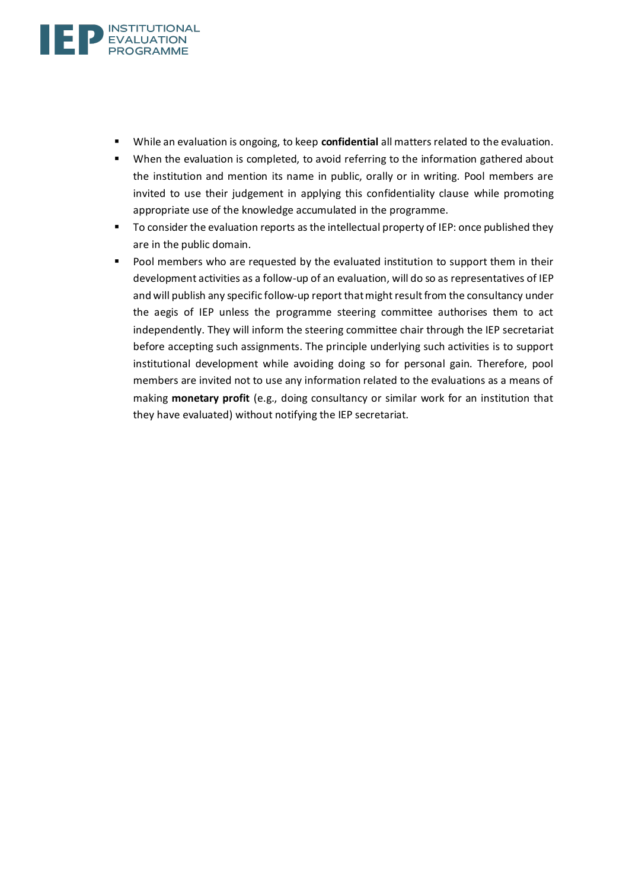- While an evaluation is ongoing, to keep **confidential** all matters related to the evaluation.
- When the evaluation is completed, to avoid referring to the information gathered about the institution and mention its name in public, orally or in writing. Pool members are invited to use their judgement in applying this confidentiality clause while promoting appropriate use of the knowledge accumulated in the programme.
- To consider the evaluation reports as the intellectual property of IEP: once published they are in the public domain.
- Pool members who are requested by the evaluated institution to support them in their development activities as a follow-up of an evaluation, will do so as representatives of IEP and will publish any specific follow-up report that might result from the consultancy under the aegis of IEP unless the programme steering committee authorises them to act independently. They will inform the steering committee chair through the IEP secretariat before accepting such assignments. The principle underlying such activities is to support institutional development while avoiding doing so for personal gain. Therefore, pool members are invited not to use any information related to the evaluations as a means of making **monetary profit** (e.g., doing consultancy or similar work for an institution that they have evaluated) without notifying the IEP secretariat.